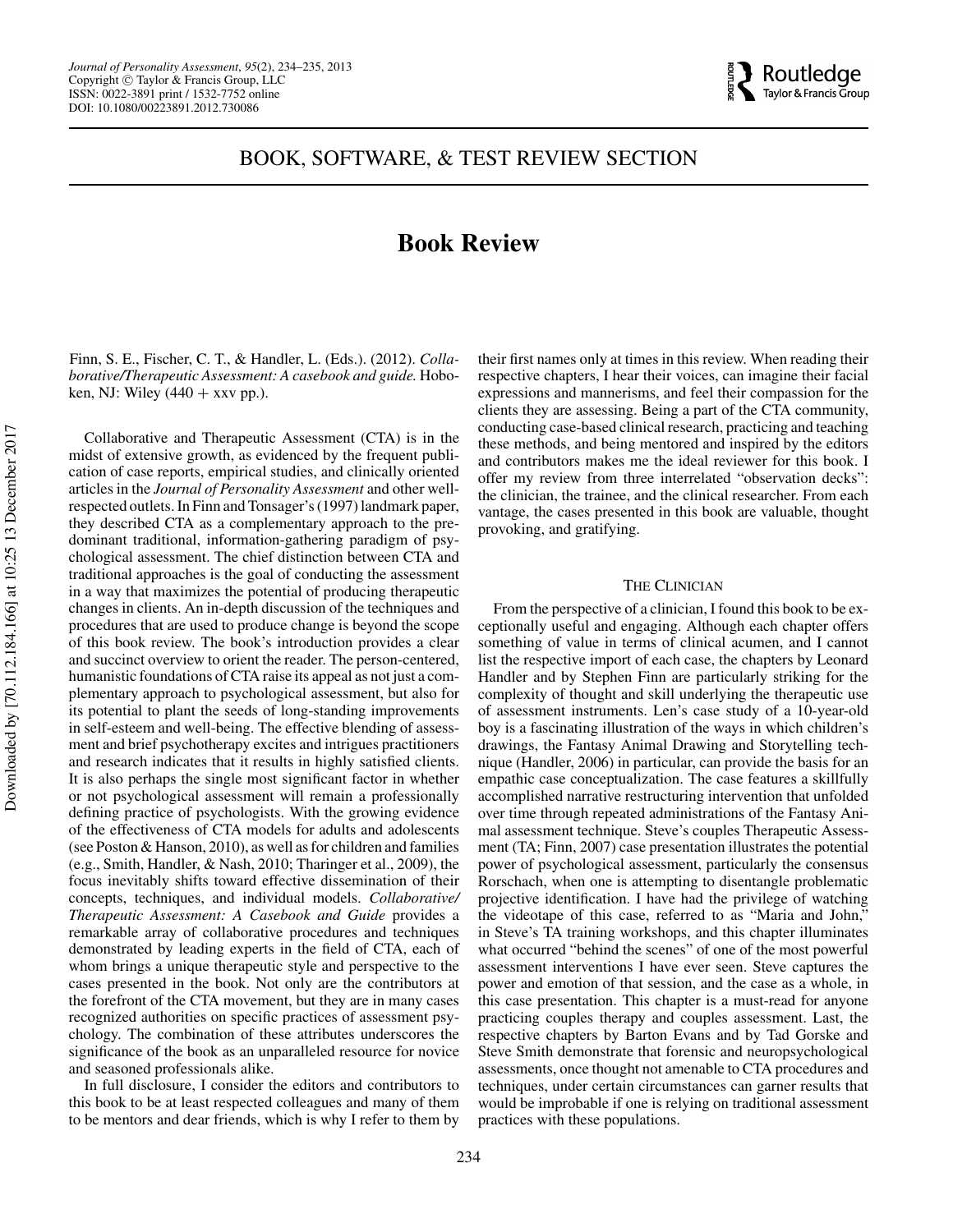# BOOK, SOFTWARE, & TEST REVIEW SECTION

## Book Review

Finn, S. E., Fischer, C. T., & Handler, L. (Eds.). (2012). *Collaborative/Therapeutic Assessment: A casebook and guide.* Hoboken, NJ: Wiley (440 + xxv pp.).

Collaborative and Therapeutic Assessment (CTA) is in the midst of extensive growth, as evidenced by the frequent publication of case reports, empirical studies, and clinically oriented articles in the *Journal of Personality Assessment* and other well-respected outlets. In Finn and Tonsager's (1997) landmark paper, they described CTA as a complementary approach to the predominant traditional, information-gathering paradigm of psychological assessment. The chief distinction between CTA and traditional approaches is the goal of conducting the assessment in a way that maximizes the potential of producing therapeutic changes in clients. An in-depth discussion of the techniques and procedures that are used to produce change is beyond the scope of this book review. The book's introduction provides a clear and succinct overview to orient the reader. The person-centered, humanistic foundations of CTA raise its appeal as not just a complementary approach to psychological assessment, but also for its potential to plant the seeds of long-standing improvements in self-esteem and well-being. The effective blending of assessment and brief psychotherapy excites and intrigues practitioners and research indicates that it results in highly satisfied clients. It is also perhaps the single most significant factor in whether or not psychological assessment will remain a professionally defining practice of psychologists. With the growing evidence of the effectiveness of CTA models for adults and adolescents (see Poston & Hanson, 2010), as well as for children and families (e.g., Smith, Handler, & Nash, 2010; Tharinger et al., 2009), the focus inevitably shifts toward effective dissemination of their concepts, techniques, and individual models. *Collaborative/Therapeutic Assessment: A Casebook and Guide* provides a remarkable array of collaborative procedures and techniques demonstrated by leading experts in the field of CTA, each of whom brings a unique therapeutic style and perspective to the cases presented in the book. Not only are the contributors at the forefront of the CTA movement, but they are in many cases recognized authorities on specific practices of assessment psychology. The combination of these attributes underscores the significance of the book as an unparalleled resource for novice and seasoned professionals alike.

In full disclosure, I consider the editors and contributors to this book to be at least respected colleagues and many of them to be mentors and dear friends, which is why I refer to them by their first names only at times in this review. When reading their respective chapters, I hear their voices, can imagine their facial expressions and mannerisms, and feel their compassion for the clients they are assessing. Being a part of the CTA community, conducting case-based clinical research, practicing and teaching these methods, and being mentored and inspired by the editors and contributors makes me the ideal reviewer for this book. I offer my review from three interrelated "observation decks": the clinician, the trainee, and the clinical researcher. From each vantage, the cases presented in this book are valuable, thought provoking, and gratifying.

### The Clinician

From the perspective of a clinician, I found this book to be exceptionally useful and engaging. Although each chapter offers something of value in terms of clinical acumen, and I cannot list the respective import of each case, the chapters by Leonard Handler and by Stephen Finn are particularly striking for the complexity of thought and skill underlying the therapeutic use of assessment instruments. Len's case study of a 10-year-old boy is a fascinating illustration of the ways in which children's drawings, the Fantasy Animal Drawing and Storytelling technique (Handler, 2006) in particular, can provide the basis for an empathic case conceptualization. The case features a skillfully accomplished narrative restructuring intervention that unfolded over time through repeated administrations of the Fantasy Animal assessment technique. Steve's couples Therapeutic Assessment (TA; Finn, 2007) case presentation illustrates the potential power of psychological assessment, particularly the consensus Rorschach, when one is attempting to disentangle problematic projective identification. I have had the privilege of watching the videotape of this case, referred to as "Maria and John," in Steve's TA training workshops, and this chapter illuminates what occurred "behind the scenes" of one of the most powerful assessment interventions I have ever seen. Steve captures the power and emotion of that session, and the case as a whole, in this case presentation. This chapter is a must-read for anyone practicing couples therapy and couples assessment. Last, the respective chapters by Barton Evans and by Tad Gorske and Steve Smith demonstrate that forensic and neuropsychological assessments, once thought not amenable to CTA procedures and techniques, under certain circumstances can garner results that would be improbable if one is relying on traditional assessment practices with these populations.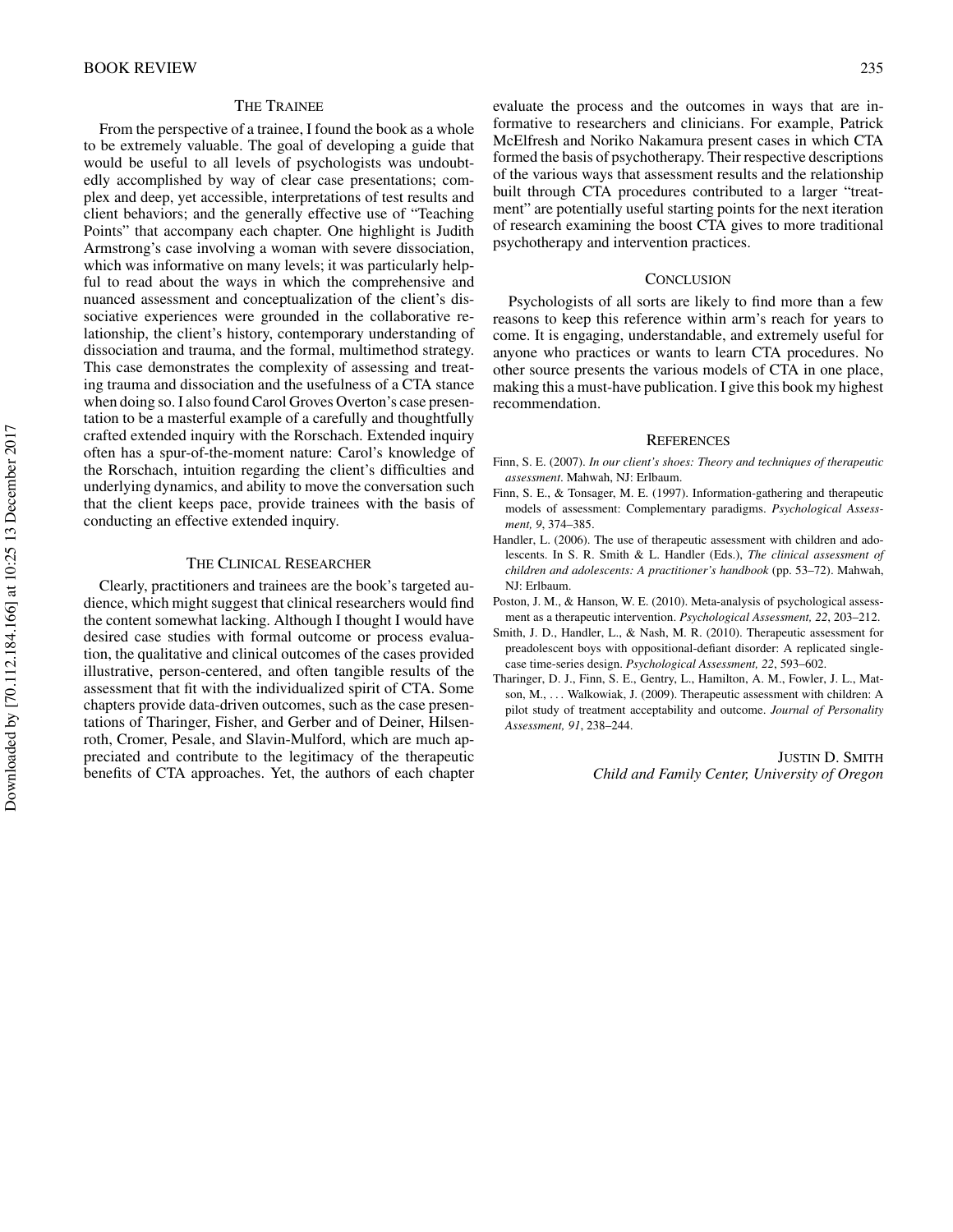### The Trainee

From the perspective of a trainee, I found the book as a whole to be extremely valuable. The goal of developing a guide that would be useful to all levels of psychologists was undoubtedly accomplished by way of clear case presentations; complex and deep, yet accessible, interpretations of test results and client behaviors; and the generally effective use of "Teaching Points" that accompany each chapter. One highlight is Judith Armstrong's case involving a woman with severe dissociation, which was informative on many levels; it was particularly helpful to read about the ways in which the comprehensive and nuanced assessment and conceptualization of the client's dissociative experiences were grounded in the collaborative relationship, the client's history, contemporary understanding of dissociation and trauma, and the formal, multimethod strategy. This case demonstrates the complexity of assessing and treating trauma and dissociation and the usefulness of a CTA stance when doing so. I also found Carol Groves Overton's case presentation to be a masterful example of a carefully and thoughtfully crafted extended inquiry with the Rorschach. Extended inquiry often has a spur-of-the-moment nature: Carol's knowledge of the Rorschach, intuition regarding the client's difficulties and underlying dynamics, and ability to move the conversation such that the client keeps pace, provide trainees with the basis of conducting an effective extended inquiry.

### The Clinical Researcher

Clearly, practitioners and trainees are the book's targeted audience, which might suggest that clinical researchers would find the content somewhat lacking. Although I thought I would have desired case studies with formal outcome or process evaluation, the qualitative and clinical outcomes of the cases provided illustrative, person-centered, and often tangible results of the assessment that fit with the individualized spirit of CTA. Some chapters provide data-driven outcomes, such as the case presentations of Tharinger, Fisher, and Gerber and of Deiner, Hilsenroth, Cromer, Pesale, and Slavin-Mulford, which are much appreciated and contribute to the legitimacy of the therapeutic benefits of CTA approaches. Yet, the authors of each chapter evaluate the process and the outcomes in ways that are informative to researchers and clinicians. For example, Patrick McElfresh and Noriko Nakamura present cases in which CTA formed the basis of psychotherapy. Their respective descriptions of the various ways that assessment results and the relationship built through CTA procedures contributed to a larger "treatment" are potentially useful starting points for the next iteration of research examining the boost CTA gives to more traditional psychotherapy and intervention practices.

### Conclusion

Psychologists of all sorts are likely to find more than a few reasons to keep this reference within arm's reach for years to come. It is engaging, understandable, and extremely useful for anyone who practices or wants to learn CTA procedures. No other source presents the various models of CTA in one place, making this a must-have publication. I give this book my highest recommendation.

### References

Finn, S. E. (2007). *In our client's shoes: Theory and techniques of therapeutic assessment*. Mahwah, NJ: Erlbaum.

Finn, S. E., & Tonsager, M. E. (1997). Information-gathering and therapeutic models of assessment: Complementary paradigms. *Psychological Assessment, 9*, 374–385.

Handler, L. (2006). The use of therapeutic assessment with children and adolescents. In S. R. Smith & L. Handler (Eds.), *The clinical assessment of children and adolescents: A practitioner's handbook* (pp. 53–72). Mahwah, NJ: Erlbaum.

Poston, J. M., & Hanson, W. E. (2010). Meta-analysis of psychological assessment as a therapeutic intervention. *Psychological Assessment, 22*, 203–212.

Smith, J. D., Handler, L., & Nash, M. R. (2010). Therapeutic assessment for preadolescent boys with oppositional-defiant disorder: A replicated single-case time-series design. *Psychological Assessment, 22*, 593–602.

Tharinger, D. J., Finn, S. E., Gentry, L., Hamilton, A. M., Fowler, J. L., Matson, M., . . . Walkowiak, J. (2009). Therapeutic assessment with children: A pilot study of treatment acceptability and outcome. *Journal of Personality Assessment, 91*, 238–244.

Justin D. Smith
*Child and Family Center, University of Oregon*